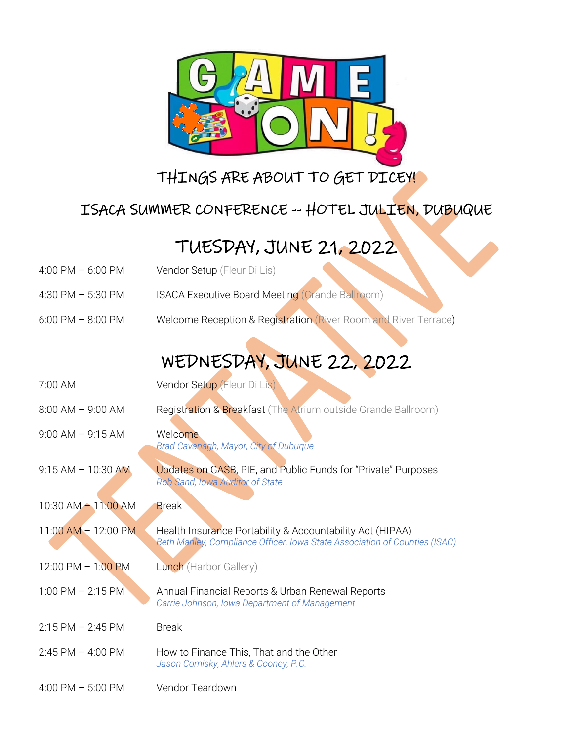# GAME ON!

## THINGS ARE ABOUT TO GET DICEY!

## ISACA SUMMER CONFERENCE -- HOTEL JULIEN, DUBUQUE

TENTATIVE

## TUESDAY, JUNE 21, 2022

| | |
|---|---|
| 4:00 PM – 6:00 PM | Vendor Setup (Fleur Di Lis) |
| 4:30 PM – 5:30 PM | ISACA Executive Board Meeting (Grande Ballroom) |
| 6:00 PM – 8:00 PM | Welcome Reception & Registration (River Room and River Terrace) |

## WEDNESDAY, JUNE 22, 2022

| | |
|---|---|
| 7:00 AM | Vendor Setup (Fleur Di Lis) |
| 8:00 AM – 9:00 AM | Registration & Breakfast (The Atrium outside Grande Ballroom) |
| 9:00 AM – 9:15 AM | Welcome<br>*Brad Cavanagh, Mayor, City of Dubuque* |
| 9:15 AM – 10:30 AM | Updates on GASB, PIE, and Public Funds for "Private" Purposes<br>*Rob Sand, Iowa Auditor of State* |
| 10:30 AM – 11:00 AM | Break |
| 11:00 AM – 12:00 PM | Health Insurance Portability & Accountability Act (HIPAA)<br>*Beth Manley, Compliance Officer, Iowa State Association of Counties (ISAC)* |
| 12:00 PM – 1:00 PM | Lunch (Harbor Gallery) |
| 1:00 PM – 2:15 PM | Annual Financial Reports & Urban Renewal Reports<br>*Carrie Johnson, Iowa Department of Management* |
| 2:15 PM – 2:45 PM | Break |
| 2:45 PM – 4:00 PM | How to Finance This, That and the Other<br>*Jason Comisky, Ahlers & Cooney, P.C.* |
| 4:00 PM – 5:00 PM | Vendor Teardown |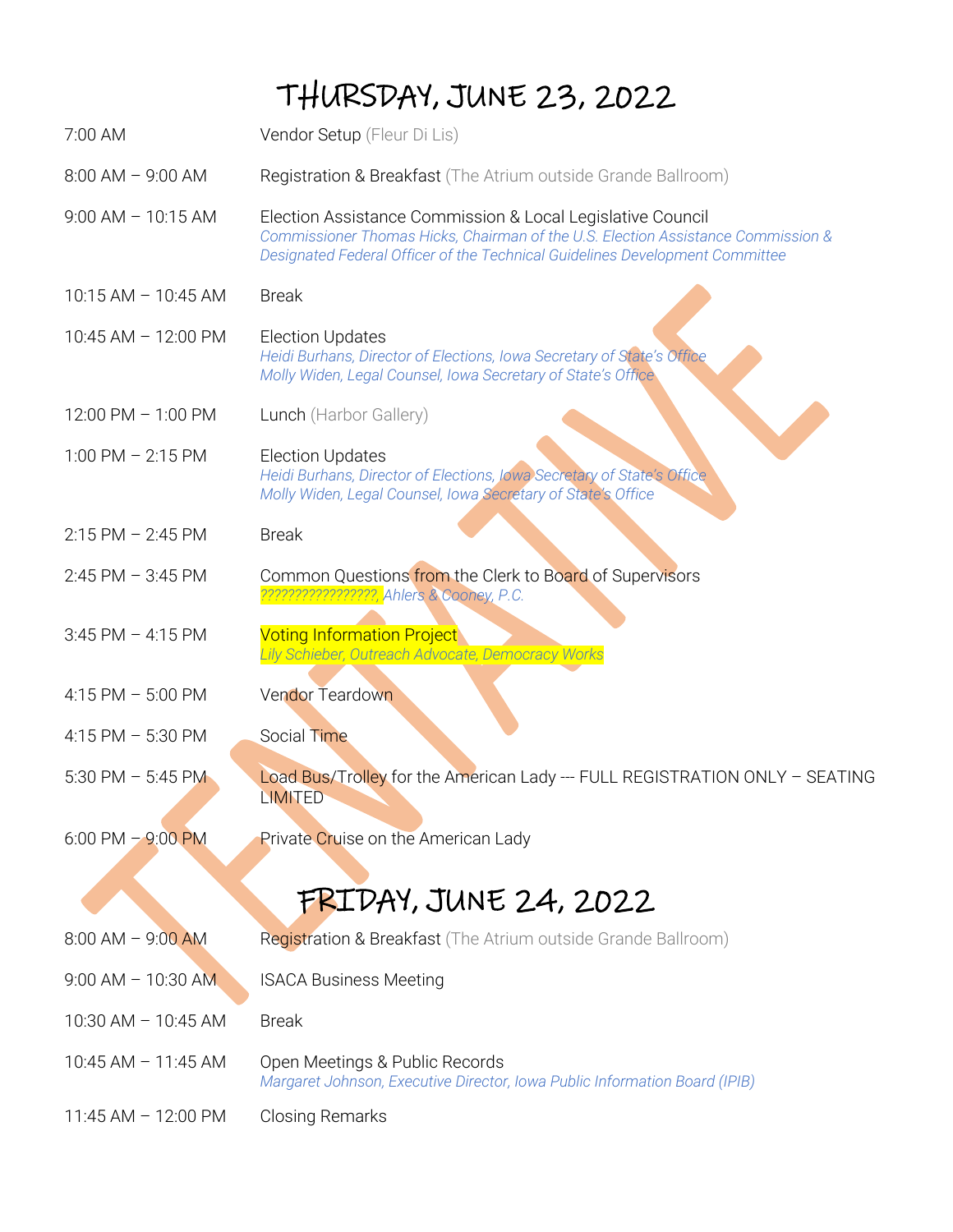# THURSDAY, JUNE 23, 2022

| | |
|---|---|
| 7:00 AM | Vendor Setup (Fleur Di Lis) |
| 8:00 AM – 9:00 AM | Registration & Breakfast (The Atrium outside Grande Ballroom) |
| 9:00 AM – 10:15 AM | Election Assistance Commission & Local Legislative Council<br>*Commissioner Thomas Hicks, Chairman of the U.S. Election Assistance Commission & Designated Federal Officer of the Technical Guidelines Development Committee* |
| 10:15 AM – 10:45 AM | Break |
| 10:45 AM – 12:00 PM | Election Updates<br>*Heidi Burhans, Director of Elections, Iowa Secretary of State's Office*<br>*Molly Widen, Legal Counsel, Iowa Secretary of State's Office* |
| 12:00 PM – 1:00 PM | Lunch (Harbor Gallery) |
| 1:00 PM – 2:15 PM | Election Updates<br>*Heidi Burhans, Director of Elections, Iowa Secretary of State's Office*<br>*Molly Widen, Legal Counsel, Iowa Secretary of State's Office* |
| 2:15 PM – 2:45 PM | Break |
| 2:45 PM – 3:45 PM | Common Questions from the Clerk to Board of Supervisors<br>*????????????????, Ahlers & Cooney, P.C.* |
| 3:45 PM – 4:15 PM | Voting Information Project<br>*Lily Schieber, Outreach Advocate, Democracy Works* |
| 4:15 PM – 5:00 PM | Vendor Teardown |
| 4:15 PM – 5:30 PM | Social Time |
| 5:30 PM – 5:45 PM | Load Bus/Trolley for the American Lady --- FULL REGISTRATION ONLY – SEATING LIMITED |
| 6:00 PM – 9:00 PM | Private Cruise on the American Lady |

# FRIDAY, JUNE 24, 2022

| | |
|---|---|
| 8:00 AM – 9:00 AM | Registration & Breakfast (The Atrium outside Grande Ballroom) |
| 9:00 AM – 10:30 AM | ISACA Business Meeting |
| 10:30 AM – 10:45 AM | Break |
| 10:45 AM – 11:45 AM | Open Meetings & Public Records<br>*Margaret Johnson, Executive Director, Iowa Public Information Board (IPIB)* |
| 11:45 AM – 12:00 PM | Closing Remarks |

TENTATIVE